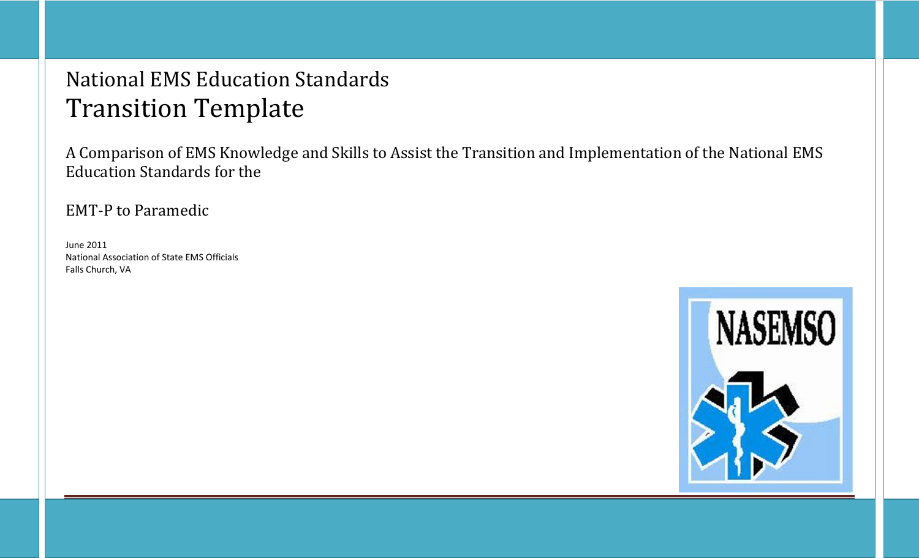# National EMS Education Standards
# Transition Template

A Comparison of EMS Knowledge and Skills to Assist the Transition and Implementation of the National EMS Education Standards for the

EMT-P to Paramedic

June 2011
National Association of State EMS Officials
Falls Church, VA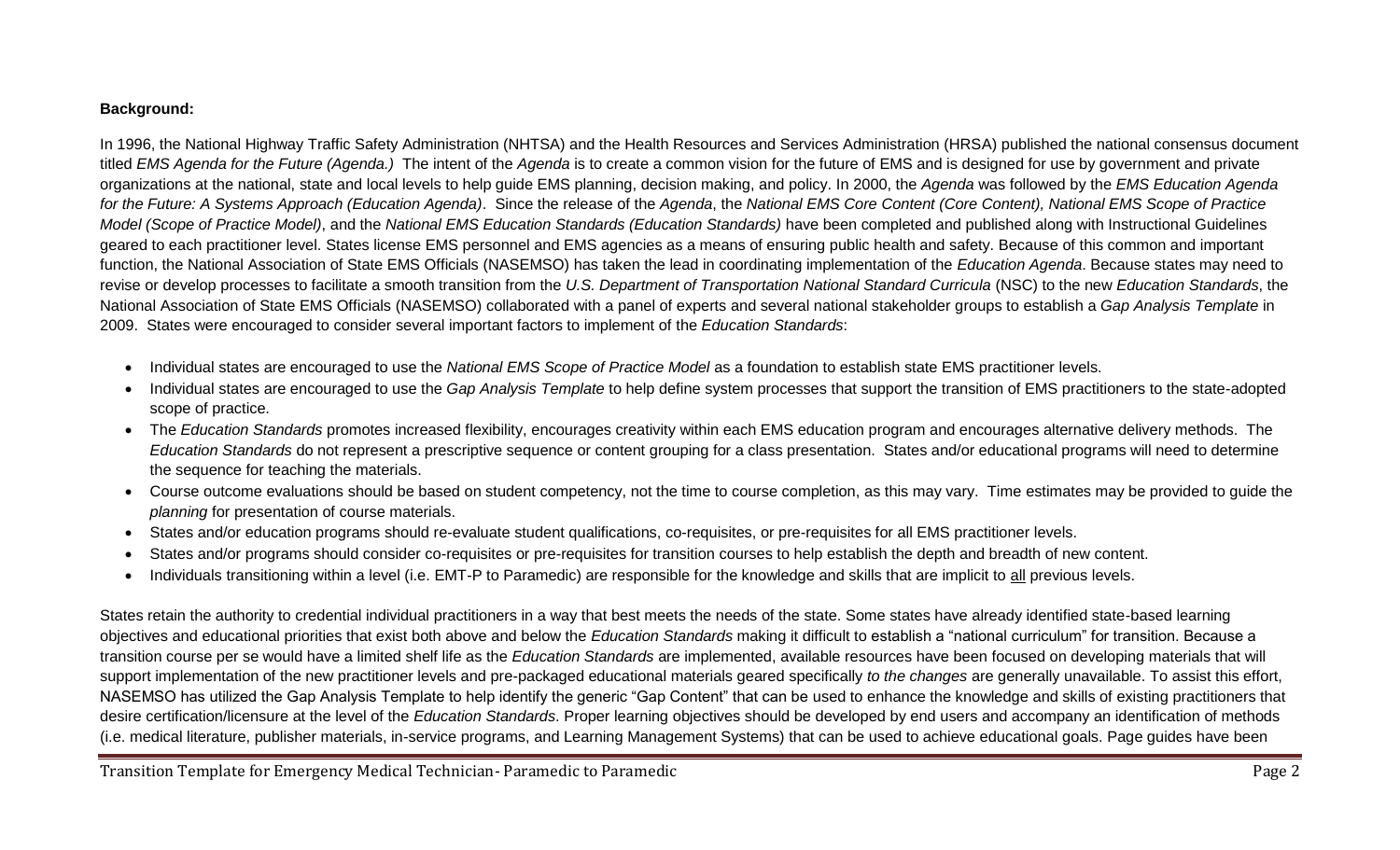**Background:**

In 1996, the National Highway Traffic Safety Administration (NHTSA) and the Health Resources and Services Administration (HRSA) published the national consensus document titled *EMS Agenda for the Future (Agenda.)* The intent of the *Agenda* is to create a common vision for the future of EMS and is designed for use by government and private organizations at the national, state and local levels to help guide EMS planning, decision making, and policy. In 2000, the *Agenda* was followed by the *EMS Education Agenda for the Future: A Systems Approach (Education Agenda)*. Since the release of the *Agenda*, the *National EMS Core Content (Core Content), National EMS Scope of Practice Model (Scope of Practice Model)*, and the *National EMS Education Standards (Education Standards)* have been completed and published along with Instructional Guidelines geared to each practitioner level. States license EMS personnel and EMS agencies as a means of ensuring public health and safety. Because of this common and important function, the National Association of State EMS Officials (NASEMSO) has taken the lead in coordinating implementation of the *Education Agenda*. Because states may need to revise or develop processes to facilitate a smooth transition from the *U.S. Department of Transportation National Standard Curricula* (NSC) to the new *Education Standards*, the National Association of State EMS Officials (NASEMSO) collaborated with a panel of experts and several national stakeholder groups to establish a *Gap Analysis Template* in 2009. States were encouraged to consider several important factors to implement of the *Education Standards*:

- Individual states are encouraged to use the *National EMS Scope of Practice Model* as a foundation to establish state EMS practitioner levels.
- Individual states are encouraged to use the *Gap Analysis Template* to help define system processes that support the transition of EMS practitioners to the state-adopted scope of practice.
- The *Education Standards* promotes increased flexibility, encourages creativity within each EMS education program and encourages alternative delivery methods. The *Education Standards* do not represent a prescriptive sequence or content grouping for a class presentation. States and/or educational programs will need to determine the sequence for teaching the materials.
- Course outcome evaluations should be based on student competency, not the time to course completion, as this may vary. Time estimates may be provided to guide the *planning* for presentation of course materials.
- States and/or education programs should re-evaluate student qualifications, co-requisites, or pre-requisites for all EMS practitioner levels.
- States and/or programs should consider co-requisites or pre-requisites for transition courses to help establish the depth and breadth of new content.
- Individuals transitioning within a level (i.e. EMT-P to Paramedic) are responsible for the knowledge and skills that are implicit to <u>all</u> previous levels.

States retain the authority to credential individual practitioners in a way that best meets the needs of the state. Some states have already identified state-based learning objectives and educational priorities that exist both above and below the *Education Standards* making it difficult to establish a "national curriculum" for transition. Because a transition course per se would have a limited shelf life as the *Education Standards* are implemented, available resources have been focused on developing materials that will support implementation of the new practitioner levels and pre-packaged educational materials geared specifically *to the changes* are generally unavailable. To assist this effort, NASEMSO has utilized the Gap Analysis Template to help identify the generic "Gap Content" that can be used to enhance the knowledge and skills of existing practitioners that desire certification/licensure at the level of the *Education Standards*. Proper learning objectives should be developed by end users and accompany an identification of methods (i.e. medical literature, publisher materials, in-service programs, and Learning Management Systems) that can be used to achieve educational goals. Page guides have been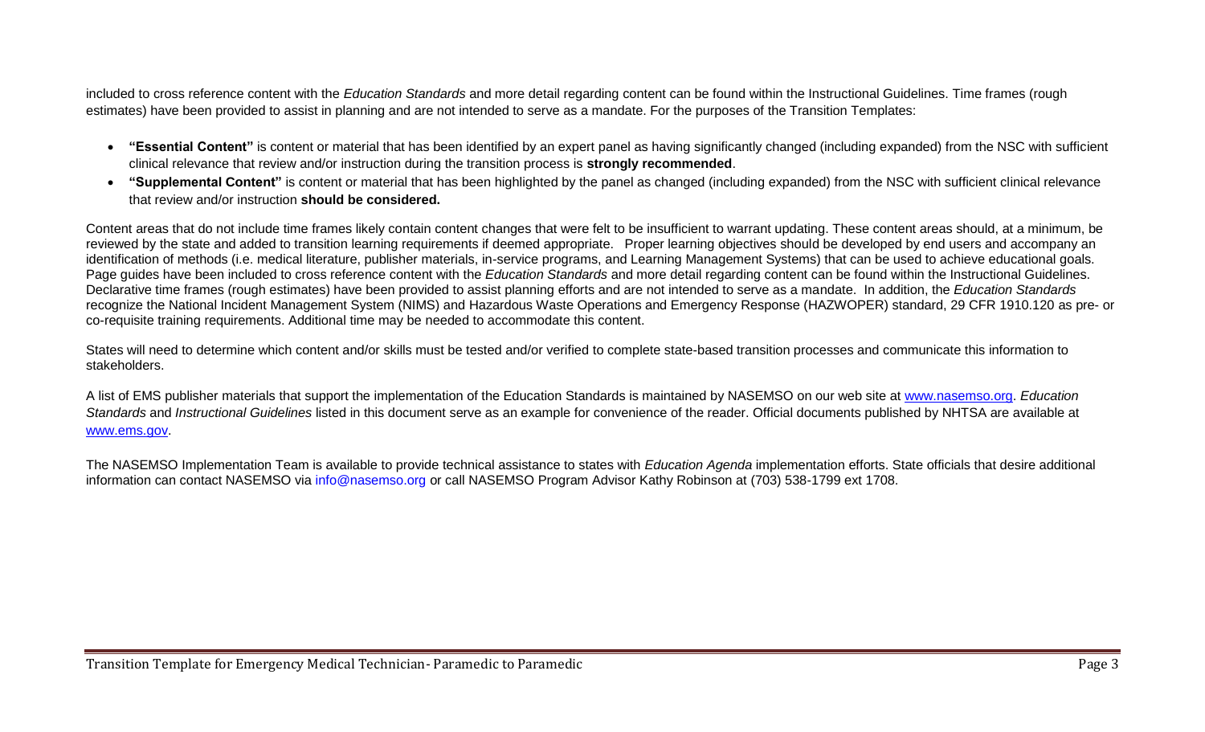included to cross reference content with the *Education Standards* and more detail regarding content can be found within the Instructional Guidelines. Time frames (rough estimates) have been provided to assist in planning and are not intended to serve as a mandate. For the purposes of the Transition Templates:

- **"Essential Content"** is content or material that has been identified by an expert panel as having significantly changed (including expanded) from the NSC with sufficient clinical relevance that review and/or instruction during the transition process is **strongly recommended**.
- **"Supplemental Content"** is content or material that has been highlighted by the panel as changed (including expanded) from the NSC with sufficient clinical relevance that review and/or instruction **should be considered.**

Content areas that do not include time frames likely contain content changes that were felt to be insufficient to warrant updating. These content areas should, at a minimum, be reviewed by the state and added to transition learning requirements if deemed appropriate. Proper learning objectives should be developed by end users and accompany an identification of methods (i.e. medical literature, publisher materials, in-service programs, and Learning Management Systems) that can be used to achieve educational goals. Page guides have been included to cross reference content with the *Education Standards* and more detail regarding content can be found within the Instructional Guidelines. Declarative time frames (rough estimates) have been provided to assist planning efforts and are not intended to serve as a mandate. In addition, the *Education Standards* recognize the National Incident Management System (NIMS) and Hazardous Waste Operations and Emergency Response (HAZWOPER) standard, 29 CFR 1910.120 as pre- or co-requisite training requirements. Additional time may be needed to accommodate this content.

States will need to determine which content and/or skills must be tested and/or verified to complete state-based transition processes and communicate this information to stakeholders.

A list of EMS publisher materials that support the implementation of the Education Standards is maintained by NASEMSO on our web site at www.nasemso.org. *Education Standards* and *Instructional Guidelines* listed in this document serve as an example for convenience of the reader. Official documents published by NHTSA are available at www.ems.gov.

The NASEMSO Implementation Team is available to provide technical assistance to states with *Education Agenda* implementation efforts. State officials that desire additional information can contact NASEMSO via info@nasemso.org or call NASEMSO Program Advisor Kathy Robinson at (703) 538-1799 ext 1708.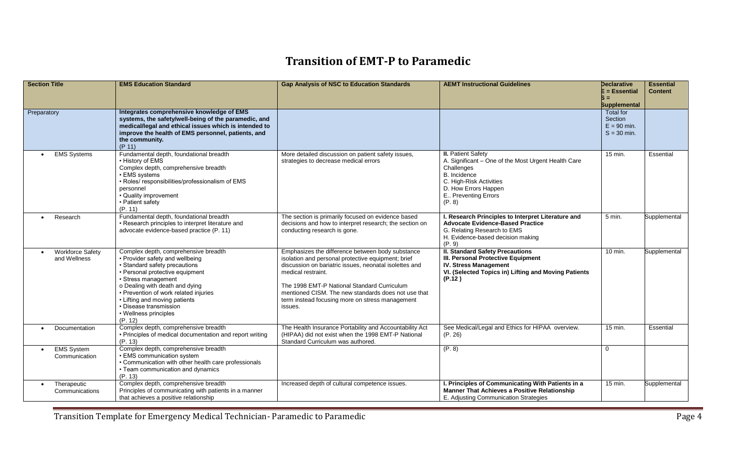# Transition of EMT-P to Paramedic

| Section Title | EMS Education Standard | Gap Analysis of NSC to Education Standards | AEMT Instructional Guidelines | Declarative E = Essential S = Supplemental | Essential Content |
|---|---|---|---|---|---|
| Preparatory | **Integrates comprehensive knowledge of EMS systems, the safety/well-being of the paramedic, and medical/legal and ethical issues which is intended to improve the health of EMS personnel, patients, and the community.** (P 11) | | | Total for Section E = 90 min. S = 30 min. | |
| • EMS Systems | Fundamental depth, foundational breadth<br>• History of EMS<br>Complex depth, comprehensive breadth<br>• EMS systems<br>• Roles/ responsibilities/professionalism of EMS personnel<br>• Quality improvement<br>• Patient safety<br>(P. 11) | More detailed discussion on patient safety issues, strategies to decrease medical errors | **II.** Patient Safety<br>A. Significant – One of the Most Urgent Health Care Challenges<br>B. Incidence<br>C. High-Risk Activities<br>D. How Errors Happen<br>E.. Preventing Errors<br>(P. 8) | 15 min. | Essential |
| • Research | Fundamental depth, foundational breadth<br>• Research principles to interpret literature and advocate evidence-based practice (P. 11) | The section is primarily focused on evidence based decisions and how to interpret research; the section on conducting research is gone. | **I. Research Principles to Interpret Literature and Advocate Evidence-Based Practice**<br>G. Relating Research to EMS<br>H. Evidence-based decision making<br>(P. 9) | 5 min. | Supplemental |
| • Workforce Safety and Wellness | Complex depth, comprehensive breadth<br>• Provider safety and wellbeing<br>• Standard safety precautions<br>• Personal protective equipment<br>• Stress management<br>o Dealing with death and dying<br>• Prevention of work related injuries<br>• Lifting and moving patients<br>• Disease transmission<br>• Wellness principles<br>(P. 12) | Emphasizes the difference between body substance isolation and personal protective equipment; brief discussion on bariatric issues, neonatal isolettes and medical restraint.<br><br>The 1998 EMT-P National Standard Curriculum mentioned CISM. The new standards does not use that term instead focusing more on stress management issues. | **II. Standard Safety Precautions**<br>**III. Personal Protective Equipment**<br>**IV. Stress Management**<br>**VI. (Selected Topics in) Lifting and Moving Patients (P.12 )** | 10 min. | Supplemental |
| • Documentation | Complex depth, comprehensive breadth<br>• Principles of medical documentation and report writing (P. 13) | The Health Insurance Portability and Accountability Act (HIPAA) did not exist when the 1998 EMT-P National Standard Curriculum was authored. | See Medical/Legal and Ethics for HIPAA overview.<br>(P. 26) | 15 min. | Essential |
| • EMS System Communication | Complex depth, comprehensive breadth<br>• EMS communication system<br>• Communication with other health care professionals<br>• Team communication and dynamics<br>(P. 13) | | (P. 8) | 0 | |
| • Therapeutic Communications | Complex depth, comprehensive breadth<br>Principles of communicating with patients in a manner that achieves a positive relationship | Increased depth of cultural competence issues. | **I. Principles of Communicating With Patients in a Manner That Achieves a Positive Relationship**<br>E. Adjusting Communication Strategies | 15 min. | Supplemental |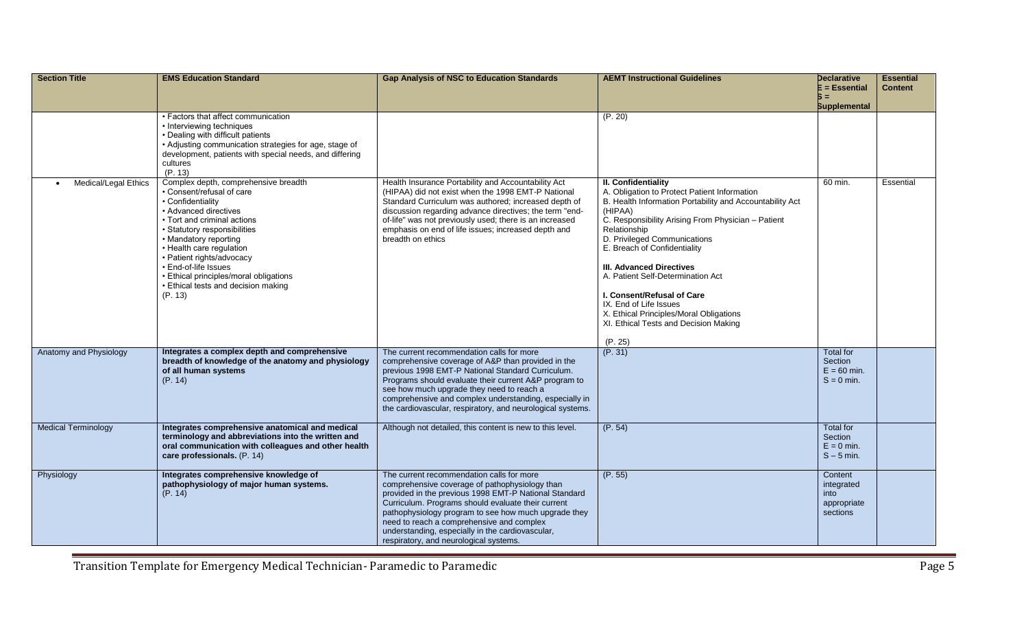| Section Title | EMS Education Standard | Gap Analysis of NSC to Education Standards | AEMT Instructional Guidelines | Declarative E = Essential S = Supplemental | Essential Content |
|---|---|---|---|---|---|
| | • Factors that affect communication<br>• Interviewing techniques<br>• Dealing with difficult patients<br>• Adjusting communication strategies for age, stage of development, patients with special needs, and differing cultures<br>(P. 13) | | (P. 20) | | |
| • Medical/Legal Ethics | Complex depth, comprehensive breadth<br>• Consent/refusal of care<br>• Confidentiality<br>• Advanced directives<br>• Tort and criminal actions<br>• Statutory responsibilities<br>• Mandatory reporting<br>• Health care regulation<br>• Patient rights/advocacy<br>• End-of-life Issues<br>• Ethical principles/moral obligations<br>• Ethical tests and decision making<br>(P. 13) | Health Insurance Portability and Accountability Act (HIPAA) did not exist when the 1998 EMT-P National Standard Curriculum was authored; increased depth of discussion regarding advance directives; the term "end-of-life" was not previously used; there is an increased emphasis on end of life issues; increased depth and breadth on ethics | **II. Confidentiality**<br>A. Obligation to Protect Patient Information<br>B. Health Information Portability and Accountability Act (HIPAA)<br>C. Responsibility Arising From Physician – Patient Relationship<br>D. Privileged Communications<br>E. Breach of Confidentiality<br><br>**III. Advanced Directives**<br>A. Patient Self-Determination Act<br><br>**I. Consent/Refusal of Care**<br>IX. End of Life Issues<br>X. Ethical Principles/Moral Obligations<br>XI. Ethical Tests and Decision Making<br><br>(P. 25) | 60 min. | Essential |
| Anatomy and Physiology | **Integrates a complex depth and comprehensive breadth of knowledge of the anatomy and physiology of all human systems**<br>(P. 14) | The current recommendation calls for more comprehensive coverage of A&P than provided in the previous 1998 EMT-P National Standard Curriculum. Programs should evaluate their current A&P program to see how much upgrade they need to reach a comprehensive and complex understanding, especially in the cardiovascular, respiratory, and neurological systems. | (P. 31) | Total for Section<br>E = 60 min.<br>S = 0 min. | |
| Medical Terminology | **Integrates comprehensive anatomical and medical terminology and abbreviations into the written and oral communication with colleagues and other health care professionals.** (P. 14) | Although not detailed, this content is new to this level. | (P. 54) | Total for Section<br>E = 0 min.<br>S – 5 min. | |
| Physiology | **Integrates comprehensive knowledge of pathophysiology of major human systems.**<br>(P. 14) | The current recommendation calls for more comprehensive coverage of pathophysiology than provided in the previous 1998 EMT-P National Standard Curriculum. Programs should evaluate their current pathophysiology program to see how much upgrade they need to reach a comprehensive and complex understanding, especially in the cardiovascular, respiratory, and neurological systems. | (P. 55) | Content integrated into appropriate sections | |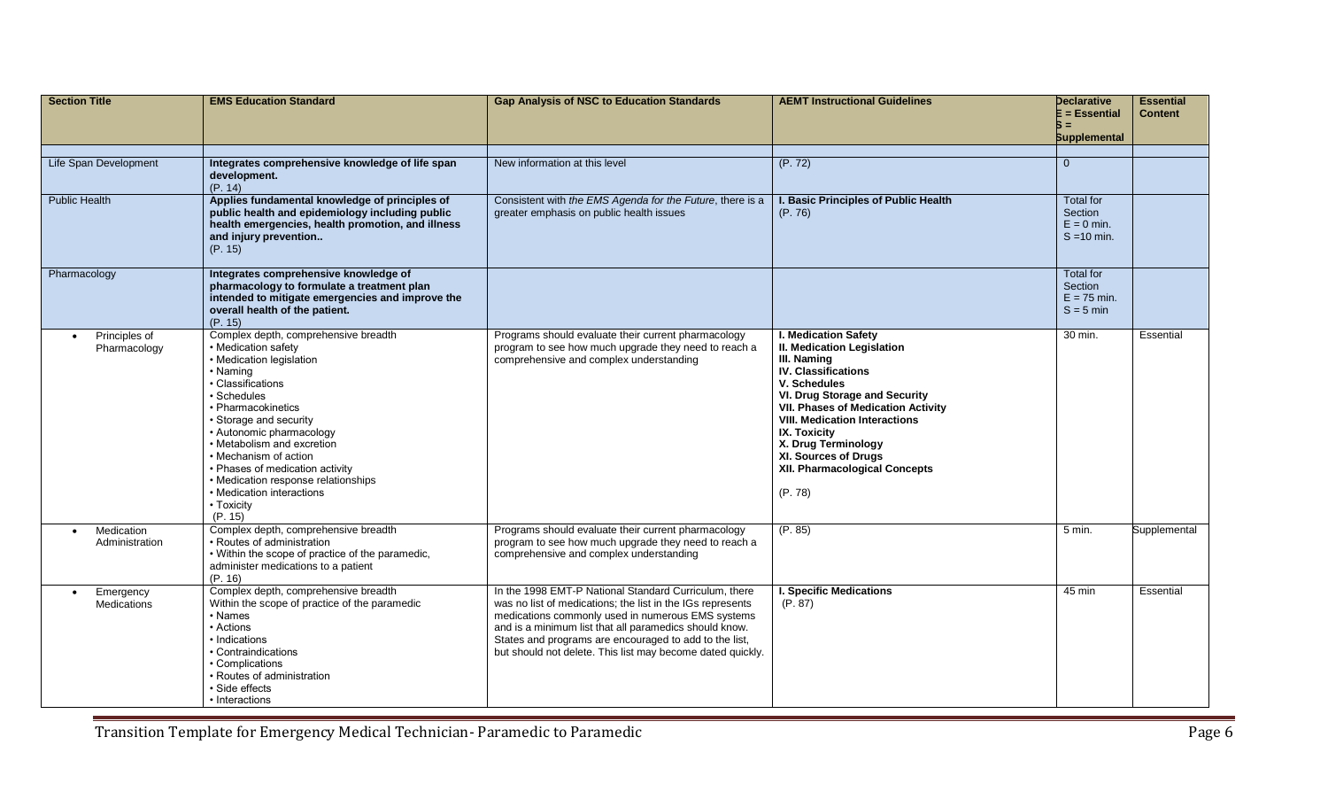| Section Title | EMS Education Standard | Gap Analysis of NSC to Education Standards | AEMT Instructional Guidelines | Declarative E = Essential S = Supplemental | Essential Content |
|---|---|---|---|---|---|
| Life Span Development | **Integrates comprehensive knowledge of life span development.** (P. 14) | New information at this level | (P. 72) | 0 | |
| Public Health | **Applies fundamental knowledge of principles of public health and epidemiology including public health emergencies, health promotion, and illness and injury prevention..** (P. 15) | Consistent with *the EMS Agenda for the Future*, there is a greater emphasis on public health issues | **I. Basic Principles of Public Health** (P. 76) | Total for Section E = 0 min. S =10 min. | |
| Pharmacology | **Integrates comprehensive knowledge of pharmacology to formulate a treatment plan intended to mitigate emergencies and improve the overall health of the patient.** (P. 15) | | | Total for Section E = 75 min. S = 5 min | |
| • Principles of Pharmacology | Complex depth, comprehensive breadth<br>• Medication safety<br>• Medication legislation<br>• Naming<br>• Classifications<br>• Schedules<br>• Pharmacokinetics<br>• Storage and security<br>• Autonomic pharmacology<br>• Metabolism and excretion<br>• Mechanism of action<br>• Phases of medication activity<br>• Medication response relationships<br>• Medication interactions<br>• Toxicity<br>(P. 15) | Programs should evaluate their current pharmacology program to see how much upgrade they need to reach a comprehensive and complex understanding | **I. Medication Safety**<br>**II. Medication Legislation**<br>**III. Naming**<br>**IV. Classifications**<br>**V. Schedules**<br>**VI. Drug Storage and Security**<br>**VII. Phases of Medication Activity**<br>**VIII. Medication Interactions**<br>**IX. Toxicity**<br>**X. Drug Terminology**<br>**XI. Sources of Drugs**<br>**XII. Pharmacological Concepts**<br><br>(P. 78) | 30 min. | Essential |
| • Medication Administration | Complex depth, comprehensive breadth<br>• Routes of administration<br>• Within the scope of practice of the paramedic, administer medications to a patient<br>(P. 16) | Programs should evaluate their current pharmacology program to see how much upgrade they need to reach a comprehensive and complex understanding | (P. 85) | 5 min. | Supplemental |
| • Emergency Medications | Complex depth, comprehensive breadth<br>Within the scope of practice of the paramedic<br>• Names<br>• Actions<br>• Indications<br>• Contraindications<br>• Complications<br>• Routes of administration<br>• Side effects<br>• Interactions | In the 1998 EMT-P National Standard Curriculum, there was no list of medications; the list in the IGs represents medications commonly used in numerous EMS systems and is a minimum list that all paramedics should know. States and programs are encouraged to add to the list, but should not delete. This list may become dated quickly. | **I. Specific Medications**<br>(P. 87) | 45 min | Essential |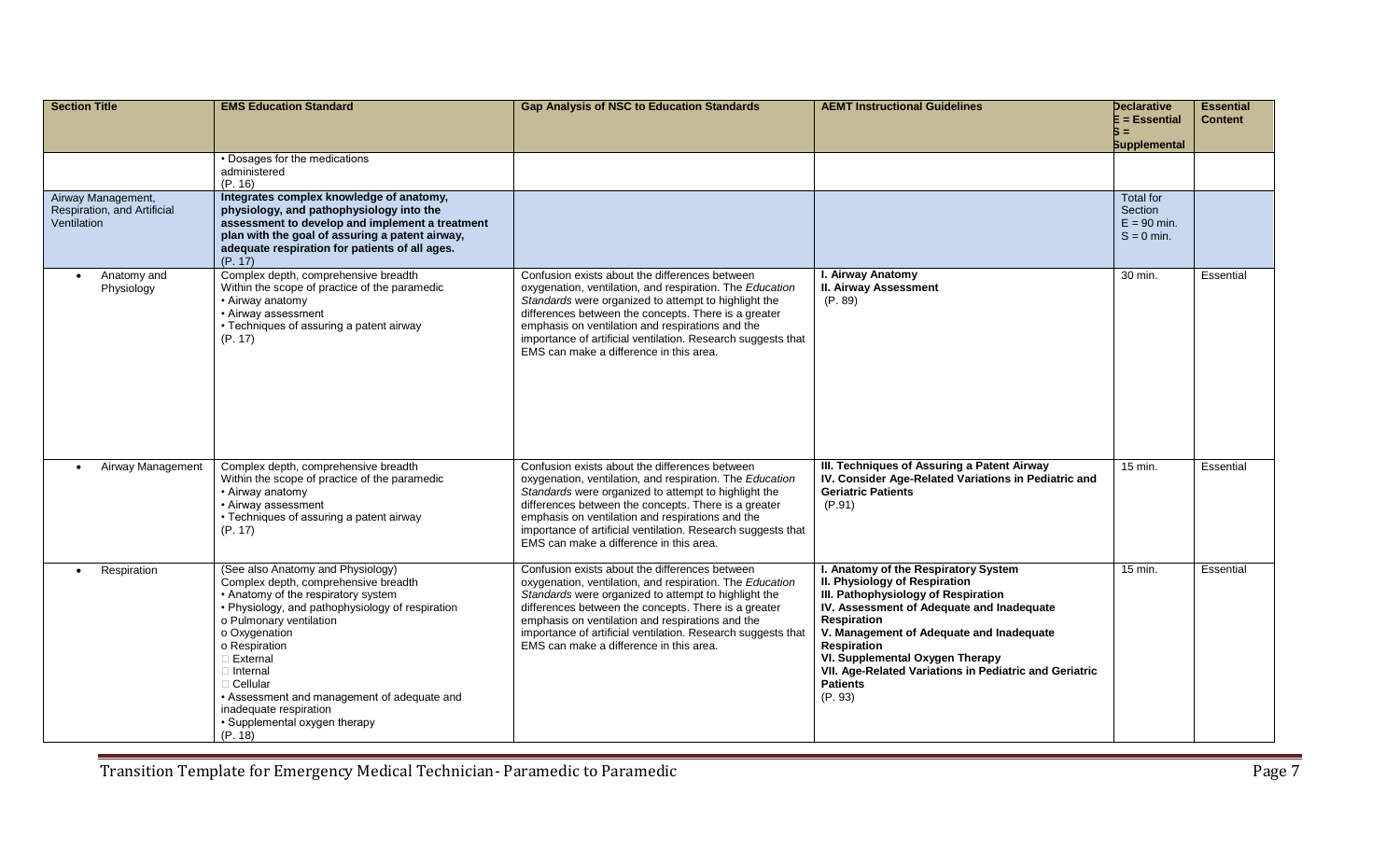| Section Title | EMS Education Standard | Gap Analysis of NSC to Education Standards | AEMT Instructional Guidelines | Declarative E = Essential S = Supplemental | Essential Content |
|---|---|---|---|---|---|
| | • Dosages for the medications administered (P. 16) | | | | |
| Airway Management, Respiration, and Artificial Ventilation | **Integrates complex knowledge of anatomy, physiology, and pathophysiology into the assessment to develop and implement a treatment plan with the goal of assuring a patent airway, adequate respiration for patients of all ages.** (P. 17) | | | Total for Section E = 90 min. S = 0 min. | |
| • Anatomy and Physiology | Complex depth, comprehensive breadth Within the scope of practice of the paramedic • Airway anatomy • Airway assessment • Techniques of assuring a patent airway (P. 17) | Confusion exists about the differences between oxygenation, ventilation, and respiration. The *Education Standards* were organized to attempt to highlight the differences between the concepts. There is a greater emphasis on ventilation and respirations and the importance of artificial ventilation. Research suggests that EMS can make a difference in this area. | **I. Airway Anatomy** **II. Airway Assessment** (P. 89) | 30 min. | Essential |
| • Airway Management | Complex depth, comprehensive breadth Within the scope of practice of the paramedic • Airway anatomy • Airway assessment • Techniques of assuring a patent airway (P. 17) | Confusion exists about the differences between oxygenation, ventilation, and respiration. The *Education Standards* were organized to attempt to highlight the differences between the concepts. There is a greater emphasis on ventilation and respirations and the importance of artificial ventilation. Research suggests that EMS can make a difference in this area. | **III. Techniques of Assuring a Patent Airway** **IV. Consider Age-Related Variations in Pediatric and Geriatric Patients** (P.91) | 15 min. | Essential |
| • Respiration | (See also Anatomy and Physiology) Complex depth, comprehensive breadth • Anatomy of the respiratory system • Physiology, and pathophysiology of respiration o Pulmonary ventilation o Oxygenation o Respiration  External  Internal  Cellular • Assessment and management of adequate and inadequate respiration • Supplemental oxygen therapy (P. 18) | Confusion exists about the differences between oxygenation, ventilation, and respiration. The *Education Standards* were organized to attempt to highlight the differences between the concepts. There is a greater emphasis on ventilation and respirations and the importance of artificial ventilation. Research suggests that EMS can make a difference in this area. | **I. Anatomy of the Respiratory System** **II. Physiology of Respiration** **III. Pathophysiology of Respiration** **IV. Assessment of Adequate and Inadequate Respiration** **V. Management of Adequate and Inadequate Respiration** **VI. Supplemental Oxygen Therapy** **VII. Age-Related Variations in Pediatric and Geriatric Patients** (P. 93) | 15 min. | Essential |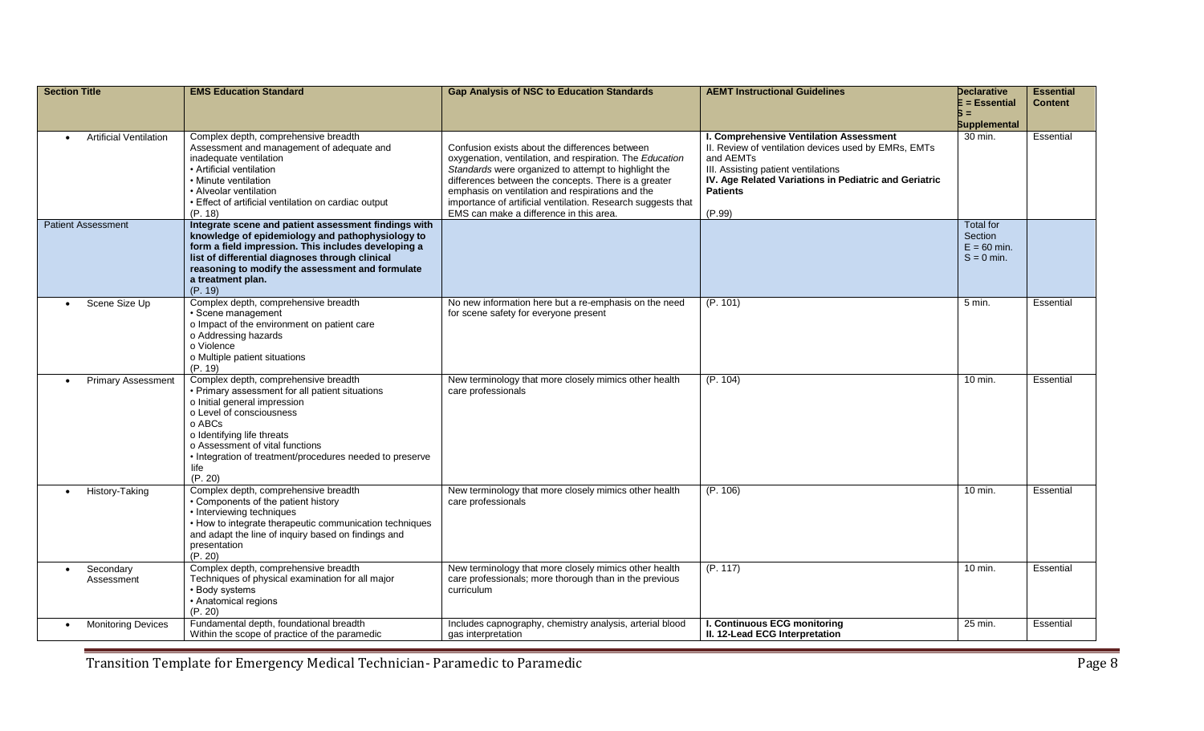| Section Title | EMS Education Standard | Gap Analysis of NSC to Education Standards | AEMT Instructional Guidelines | Declarative E = Essential S = Supplemental | Essential Content |
|---|---|---|---|---|---|
| • Artificial Ventilation | Complex depth, comprehensive breadth<br>Assessment and management of adequate and inadequate ventilation<br>• Artificial ventilation<br>• Minute ventilation<br>• Alveolar ventilation<br>• Effect of artificial ventilation on cardiac output<br>(P. 18) | Confusion exists about the differences between oxygenation, ventilation, and respiration. The *Education Standards* were organized to attempt to highlight the differences between the concepts. There is a greater emphasis on ventilation and respirations and the importance of artificial ventilation. Research suggests that EMS can make a difference in this area. | **I. Comprehensive Ventilation Assessment**<br>II. Review of ventilation devices used by EMRs, EMTs and AEMTs<br>III. Assisting patient ventilations<br>**IV. Age Related Variations in Pediatric and Geriatric Patients**<br>(P.99) | 30 min. | Essential |
| Patient Assessment | **Integrate scene and patient assessment findings with knowledge of epidemiology and pathophysiology to form a field impression. This includes developing a list of differential diagnoses through clinical reasoning to modify the assessment and formulate a treatment plan.**<br>(P. 19) | | | Total for Section<br>E = 60 min.<br>S = 0 min. | |
| • Scene Size Up | Complex depth, comprehensive breadth<br>• Scene management<br>o Impact of the environment on patient care<br>o Addressing hazards<br>o Violence<br>o Multiple patient situations<br>(P. 19) | No new information here but a re-emphasis on the need for scene safety for everyone present | (P. 101) | 5 min. | Essential |
| • Primary Assessment | Complex depth, comprehensive breadth<br>• Primary assessment for all patient situations<br>o Initial general impression<br>o Level of consciousness<br>o ABCs<br>o Identifying life threats<br>o Assessment of vital functions<br>• Integration of treatment/procedures needed to preserve life<br>(P. 20) | New terminology that more closely mimics other health care professionals | (P. 104) | 10 min. | Essential |
| • History-Taking | Complex depth, comprehensive breadth<br>• Components of the patient history<br>• Interviewing techniques<br>• How to integrate therapeutic communication techniques and adapt the line of inquiry based on findings and presentation<br>(P. 20) | New terminology that more closely mimics other health care professionals | (P. 106) | 10 min. | Essential |
| • Secondary Assessment | Complex depth, comprehensive breadth<br>Techniques of physical examination for all major<br>• Body systems<br>• Anatomical regions<br>(P. 20) | New terminology that more closely mimics other health care professionals; more thorough than in the previous curriculum | (P. 117) | 10 min. | Essential |
| • Monitoring Devices | Fundamental depth, foundational breadth<br>Within the scope of practice of the paramedic | Includes capnography, chemistry analysis, arterial blood gas interpretation | **I. Continuous ECG monitoring**<br>**II. 12-Lead ECG Interpretation** | 25 min. | Essential |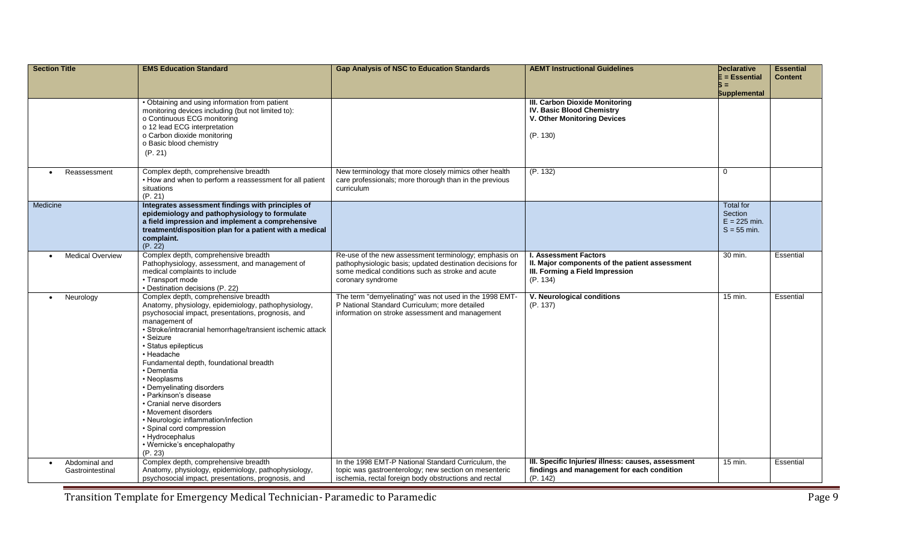| Section Title | EMS Education Standard | Gap Analysis of NSC to Education Standards | AEMT Instructional Guidelines | Declarative E = Essential S = Supplemental | Essential Content |
|---|---|---|---|---|---|
| | • Obtaining and using information from patient monitoring devices including (but not limited to):<br>o Continuous ECG monitoring<br>o 12 lead ECG interpretation<br>o Carbon dioxide monitoring<br>o Basic blood chemistry<br>(P. 21) | | **III. Carbon Dioxide Monitoring**<br>**IV. Basic Blood Chemistry**<br>**V. Other Monitoring Devices**<br>(P. 130) | | |
| • Reassessment | Complex depth, comprehensive breadth<br>• How and when to perform a reassessment for all patient situations<br>(P. 21) | New terminology that more closely mimics other health care professionals; more thorough than in the previous curriculum | (P. 132) | 0 | |
| Medicine | **Integrates assessment findings with principles of epidemiology and pathophysiology to formulate a field impression and implement a comprehensive treatment/disposition plan for a patient with a medical complaint.**<br>(P. 22) | | | Total for Section<br>E = 225 min.<br>S = 55 min. | |
| • Medical Overview | Complex depth, comprehensive breadth<br>Pathophysiology, assessment, and management of medical complaints to include<br>• Transport mode<br>• Destination decisions (P. 22) | Re-use of the new assessment terminology; emphasis on pathophysiologic basis; updated destination decisions for some medical conditions such as stroke and acute coronary syndrome | **I. Assessment Factors**<br>**II. Major components of the patient assessment**<br>**III. Forming a Field Impression**<br>(P. 134) | 30 min. | Essential |
| • Neurology | Complex depth, comprehensive breadth<br>Anatomy, physiology, epidemiology, pathophysiology, psychosocial impact, presentations, prognosis, and management of<br>• Stroke/intracranial hemorrhage/transient ischemic attack<br>• Seizure<br>• Status epilepticus<br>• Headache<br>Fundamental depth, foundational breadth<br>• Dementia<br>• Neoplasms<br>• Demyelinating disorders<br>• Parkinson's disease<br>• Cranial nerve disorders<br>• Movement disorders<br>• Neurologic inflammation/infection<br>• Spinal cord compression<br>• Hydrocephalus<br>• Wernicke's encephalopathy<br>(P. 23) | The term "demyelinating" was not used in the 1998 EMT-P National Standard Curriculum; more detailed information on stroke assessment and management | **V. Neurological conditions**<br>(P. 137) | 15 min. | Essential |
| • Abdominal and Gastrointestinal | Complex depth, comprehensive breadth<br>Anatomy, physiology, epidemiology, pathophysiology, psychosocial impact, presentations, prognosis, and | In the 1998 EMT-P National Standard Curriculum, the topic was gastroenterology; new section on mesenteric ischemia, rectal foreign body obstructions and rectal | **III. Specific Injuries/ illness: causes, assessment findings and management for each condition**<br>(P. 142) | 15 min. | Essential |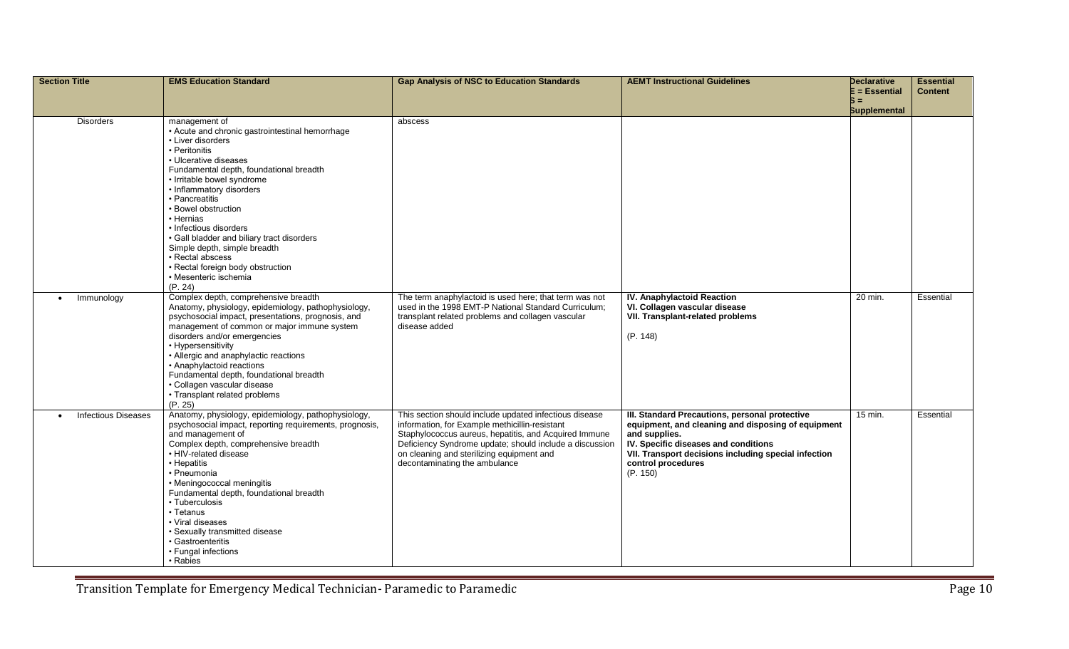| Section Title | EMS Education Standard | Gap Analysis of NSC to Education Standards | AEMT Instructional Guidelines | Declarative E = Essential S = Supplemental | Essential Content |
|---|---|---|---|---|---|
| Disorders | management of<br>• Acute and chronic gastrointestinal hemorrhage<br>• Liver disorders<br>• Peritonitis<br>• Ulcerative diseases<br>Fundamental depth, foundational breadth<br>• Irritable bowel syndrome<br>• Inflammatory disorders<br>• Pancreatitis<br>• Bowel obstruction<br>• Hernias<br>• Infectious disorders<br>• Gall bladder and biliary tract disorders<br>Simple depth, simple breadth<br>• Rectal abscess<br>• Rectal foreign body obstruction<br>• Mesenteric ischemia<br>(P. 24) | abscess | | | |
| • Immunology | Complex depth, comprehensive breadth<br>Anatomy, physiology, epidemiology, pathophysiology, psychosocial impact, presentations, prognosis, and management of common or major immune system disorders and/or emergencies<br>• Hypersensitivity<br>• Allergic and anaphylactic reactions<br>• Anaphylactoid reactions<br>Fundamental depth, foundational breadth<br>• Collagen vascular disease<br>• Transplant related problems<br>(P. 25) | The term anaphylactoid is used here; that term was not used in the 1998 EMT-P National Standard Curriculum; transplant related problems and collagen vascular disease added | **IV. Anaphylactoid Reaction**<br>**VI. Collagen vascular disease**<br>**VII. Transplant-related problems**<br><br>(P. 148) | 20 min. | Essential |
| • Infectious Diseases | Anatomy, physiology, epidemiology, pathophysiology, psychosocial impact, reporting requirements, prognosis, and management of<br>Complex depth, comprehensive breadth<br>• HIV-related disease<br>• Hepatitis<br>• Pneumonia<br>• Meningococcal meningitis<br>Fundamental depth, foundational breadth<br>• Tuberculosis<br>• Tetanus<br>• Viral diseases<br>• Sexually transmitted disease<br>• Gastroenteritis<br>• Fungal infections<br>• Rabies | This section should include updated infectious disease information, for Example methicillin-resistant Staphylococcus aureus, hepatitis, and Acquired Immune Deficiency Syndrome update; should include a discussion on cleaning and sterilizing equipment and decontaminating the ambulance | **III. Standard Precautions, personal protective equipment, and cleaning and disposing of equipment and supplies.**<br>**IV. Specific diseases and conditions**<br>**VII. Transport decisions including special infection control procedures**<br>(P. 150) | 15 min. | Essential |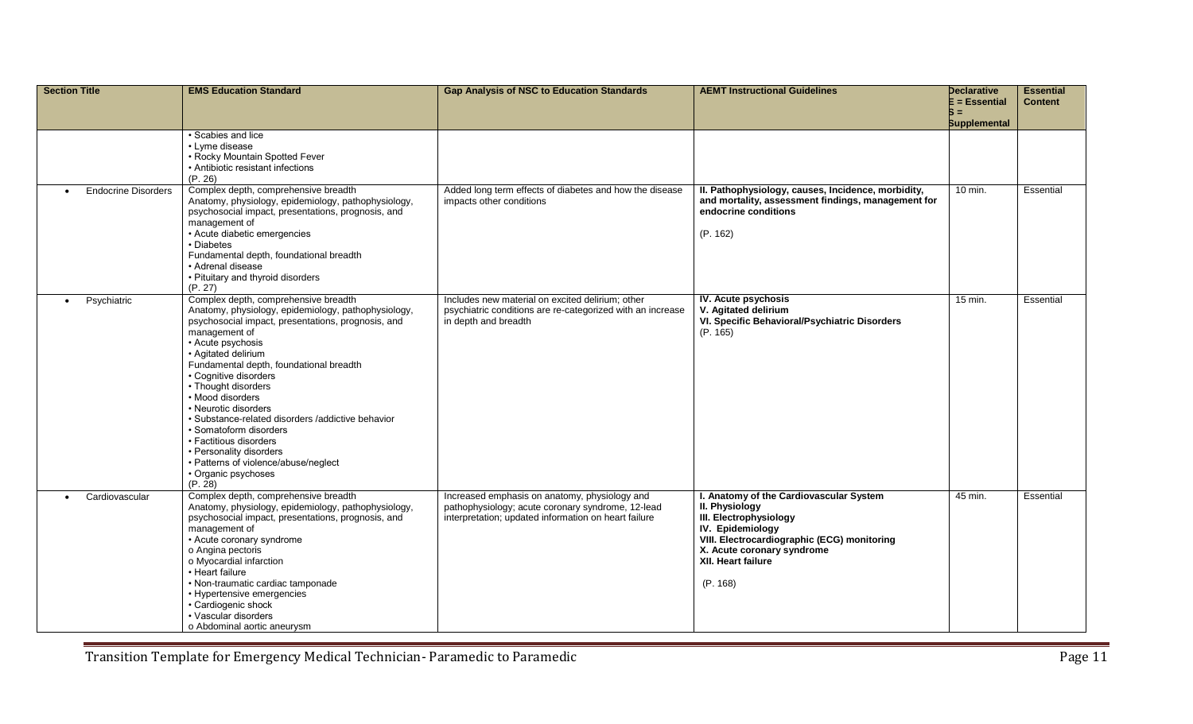| Section Title | EMS Education Standard | Gap Analysis of NSC to Education Standards | AEMT Instructional Guidelines | Declarative E = Essential S = Supplemental | Essential Content |
|---|---|---|---|---|---|
| | • Scabies and lice<br>• Lyme disease<br>• Rocky Mountain Spotted Fever<br>• Antibiotic resistant infections<br>(P. 26) | | | | |
| • Endocrine Disorders | Complex depth, comprehensive breadth<br>Anatomy, physiology, epidemiology, pathophysiology, psychosocial impact, presentations, prognosis, and management of<br>• Acute diabetic emergencies<br>• Diabetes<br>Fundamental depth, foundational breadth<br>• Adrenal disease<br>• Pituitary and thyroid disorders<br>(P. 27) | Added long term effects of diabetes and how the disease impacts other conditions | **II. Pathophysiology, causes, Incidence, morbidity, and mortality, assessment findings, management for endocrine conditions**<br><br>(P. 162) | 10 min. | Essential |
| • Psychiatric | Complex depth, comprehensive breadth<br>Anatomy, physiology, epidemiology, pathophysiology, psychosocial impact, presentations, prognosis, and management of<br>• Acute psychosis<br>• Agitated delirium<br>Fundamental depth, foundational breadth<br>• Cognitive disorders<br>• Thought disorders<br>• Mood disorders<br>• Neurotic disorders<br>• Substance-related disorders /addictive behavior<br>• Somatoform disorders<br>• Factitious disorders<br>• Personality disorders<br>• Patterns of violence/abuse/neglect<br>• Organic psychoses<br>(P. 28) | Includes new material on excited delirium; other psychiatric conditions are re-categorized with an increase in depth and breadth | **IV. Acute psychosis**<br>**V. Agitated delirium**<br>**VI. Specific Behavioral/Psychiatric Disorders**<br>(P. 165) | 15 min. | Essential |
| • Cardiovascular | Complex depth, comprehensive breadth<br>Anatomy, physiology, epidemiology, pathophysiology, psychosocial impact, presentations, prognosis, and management of<br>• Acute coronary syndrome<br>o Angina pectoris<br>o Myocardial infarction<br>• Heart failure<br>• Non-traumatic cardiac tamponade<br>• Hypertensive emergencies<br>• Cardiogenic shock<br>• Vascular disorders<br>o Abdominal aortic aneurysm | Increased emphasis on anatomy, physiology and pathophysiology; acute coronary syndrome, 12-lead interpretation; updated information on heart failure | **I. Anatomy of the Cardiovascular System**<br>**II. Physiology**<br>**III. Electrophysiology**<br>**IV. Epidemiology**<br>**VIII. Electrocardiographic (ECG) monitoring**<br>**X. Acute coronary syndrome**<br>**XII. Heart failure**<br><br>(P. 168) | 45 min. | Essential |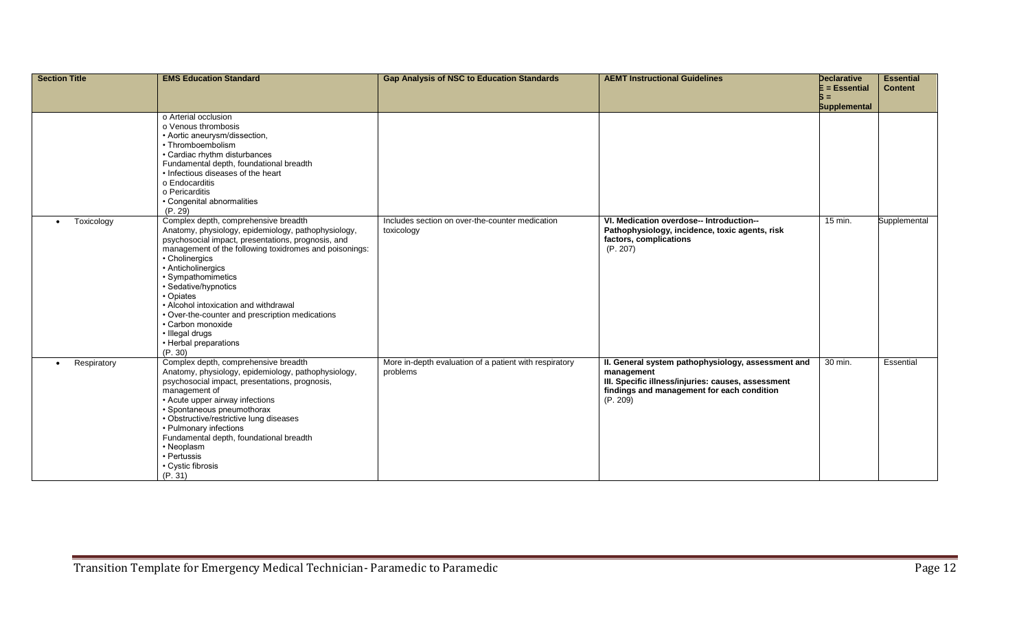| Section Title | EMS Education Standard | Gap Analysis of NSC to Education Standards | AEMT Instructional Guidelines | Declarative E = Essential S = Supplemental | Essential Content |
|---|---|---|---|---|---|
| | o Arterial occlusion<br>o Venous thrombosis<br>• Aortic aneurysm/dissection,<br>• Thromboembolism<br>• Cardiac rhythm disturbances<br>Fundamental depth, foundational breadth<br>• Infectious diseases of the heart<br>o Endocarditis<br>o Pericarditis<br>• Congenital abnormalities<br>(P. 29) | | | | |
| • Toxicology | Complex depth, comprehensive breadth<br>Anatomy, physiology, epidemiology, pathophysiology, psychosocial impact, presentations, prognosis, and management of the following toxidromes and poisonings:<br>• Cholinergics<br>• Anticholinergics<br>• Sympathomimetics<br>• Sedative/hypnotics<br>• Opiates<br>• Alcohol intoxication and withdrawal<br>• Over-the-counter and prescription medications<br>• Carbon monoxide<br>• Illegal drugs<br>• Herbal preparations<br>(P. 30) | Includes section on over-the-counter medication toxicology | **VI. Medication overdose-- Introduction-- Pathophysiology, incidence, toxic agents, risk factors, complications**<br>(P. 207) | 15 min. | Supplemental |
| • Respiratory | Complex depth, comprehensive breadth<br>Anatomy, physiology, epidemiology, pathophysiology, psychosocial impact, presentations, prognosis, management of<br>• Acute upper airway infections<br>• Spontaneous pneumothorax<br>• Obstructive/restrictive lung diseases<br>• Pulmonary infections<br>Fundamental depth, foundational breadth<br>• Neoplasm<br>• Pertussis<br>• Cystic fibrosis<br>(P. 31) | More in-depth evaluation of a patient with respiratory problems | **II. General system pathophysiology, assessment and management**<br>**III. Specific illness/injuries: causes, assessment findings and management for each condition**<br>(P. 209) | 30 min. | Essential |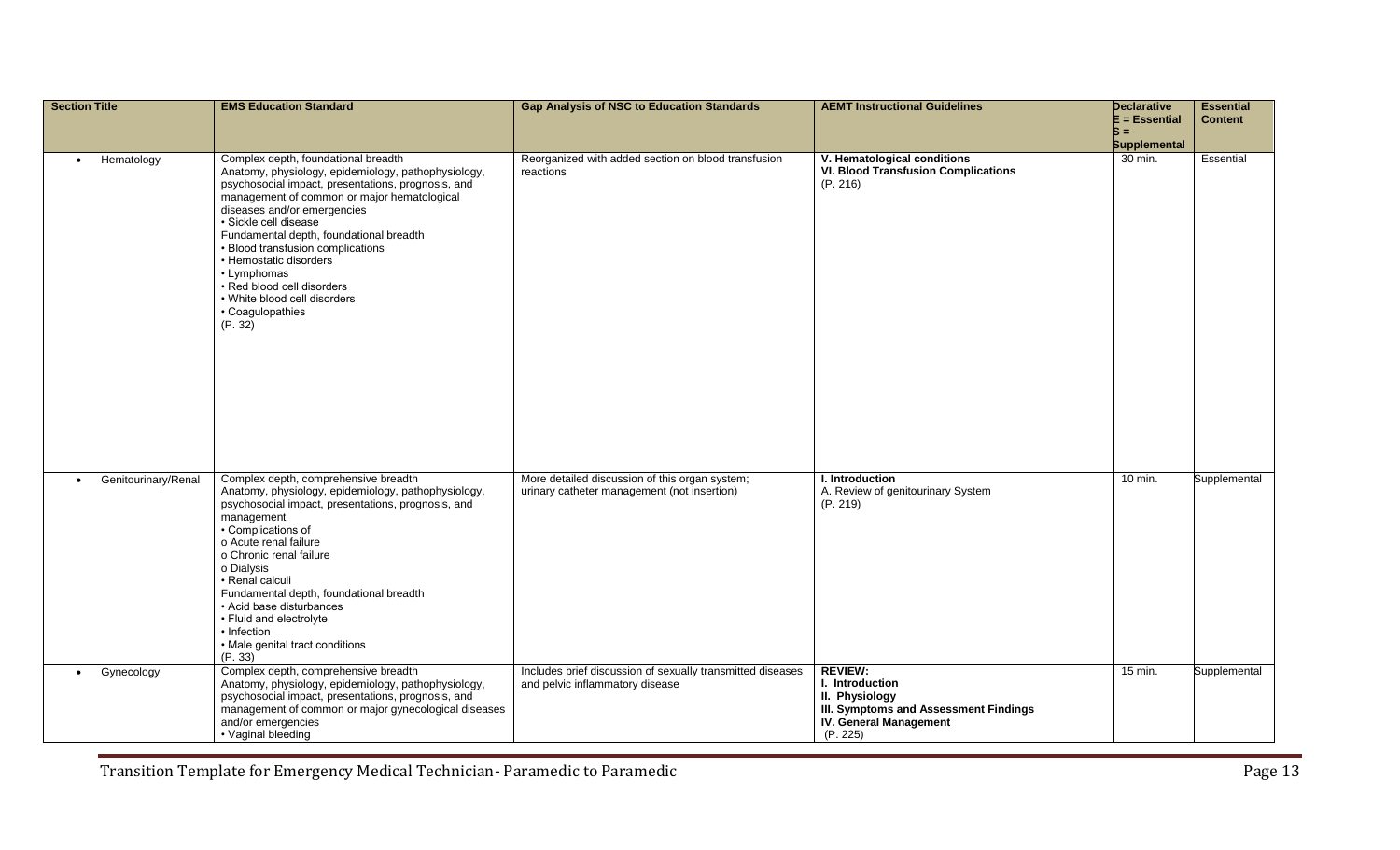| Section Title | EMS Education Standard | Gap Analysis of NSC to Education Standards | AEMT Instructional Guidelines | Declarative E = Essential S = Supplemental | Essential Content |
|---|---|---|---|---|---|
| • Hematology | Complex depth, foundational breadth<br>Anatomy, physiology, epidemiology, pathophysiology, psychosocial impact, presentations, prognosis, and management of common or major hematological diseases and/or emergencies<br>• Sickle cell disease<br>Fundamental depth, foundational breadth<br>• Blood transfusion complications<br>• Hemostatic disorders<br>• Lymphomas<br>• Red blood cell disorders<br>• White blood cell disorders<br>• Coagulopathies<br>(P. 32) | Reorganized with added section on blood transfusion reactions | **V. Hematological conditions**<br>**VI. Blood Transfusion Complications**<br>(P. 216) | 30 min. | Essential |
| • Genitourinary/Renal | Complex depth, comprehensive breadth<br>Anatomy, physiology, epidemiology, pathophysiology, psychosocial impact, presentations, prognosis, and management<br>• Complications of<br>o Acute renal failure<br>o Chronic renal failure<br>o Dialysis<br>• Renal calculi<br>Fundamental depth, foundational breadth<br>• Acid base disturbances<br>• Fluid and electrolyte<br>• Infection<br>• Male genital tract conditions<br>(P. 33) | More detailed discussion of this organ system; urinary catheter management (not insertion) | **I. Introduction**<br>A. Review of genitourinary System<br>(P. 219) | 10 min. | Supplemental |
| • Gynecology | Complex depth, comprehensive breadth<br>Anatomy, physiology, epidemiology, pathophysiology, psychosocial impact, presentations, prognosis, and management of common or major gynecological diseases and/or emergencies<br>• Vaginal bleeding | Includes brief discussion of sexually transmitted diseases and pelvic inflammatory disease | **REVIEW:**<br>**I. Introduction**<br>**II. Physiology**<br>**III. Symptoms and Assessment Findings**<br>**IV. General Management**<br>(P. 225) | 15 min. | Supplemental |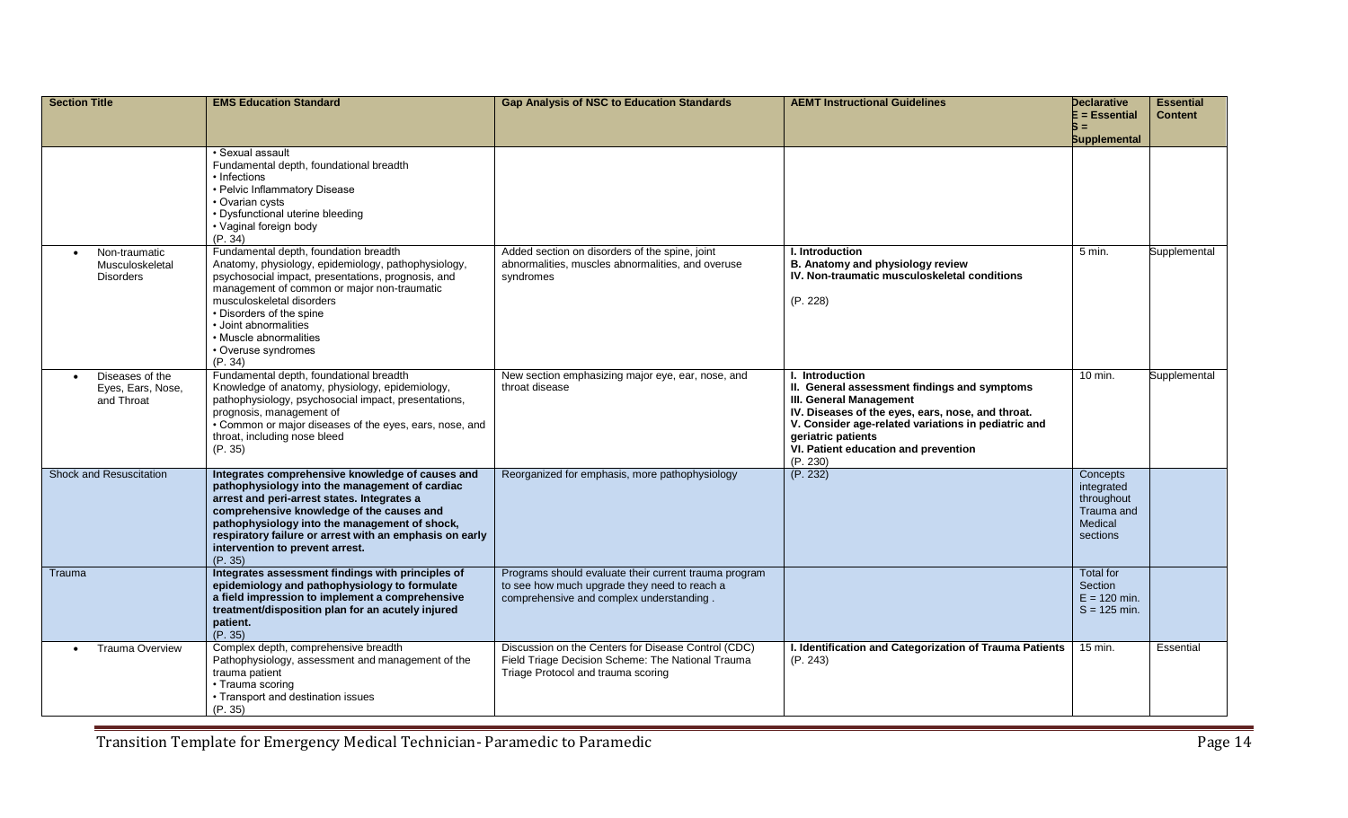| Section Title | EMS Education Standard | Gap Analysis of NSC to Education Standards | AEMT Instructional Guidelines | Declarative E = Essential S = Supplemental | Essential Content |
|---|---|---|---|---|---|
| | • Sexual assault<br>Fundamental depth, foundational breadth<br>• Infections<br>• Pelvic Inflammatory Disease<br>• Ovarian cysts<br>• Dysfunctional uterine bleeding<br>• Vaginal foreign body<br>(P. 34) | | | | |
| • Non-traumatic Musculoskeletal Disorders | Fundamental depth, foundation breadth<br>Anatomy, physiology, epidemiology, pathophysiology, psychosocial impact, presentations, prognosis, and management of common or major non-traumatic musculoskeletal disorders<br>• Disorders of the spine<br>• Joint abnormalities<br>• Muscle abnormalities<br>• Overuse syndromes<br>(P. 34) | Added section on disorders of the spine, joint abnormalities, muscles abnormalities, and overuse syndromes | **I. Introduction**<br>**B. Anatomy and physiology review**<br>**IV. Non-traumatic musculoskeletal conditions**<br><br>(P. 228) | 5 min. | Supplemental |
| • Diseases of the Eyes, Ears, Nose, and Throat | Fundamental depth, foundational breadth<br>Knowledge of anatomy, physiology, epidemiology, pathophysiology, psychosocial impact, presentations, prognosis, management of<br>• Common or major diseases of the eyes, ears, nose, and throat, including nose bleed<br>(P. 35) | New section emphasizing major eye, ear, nose, and throat disease | **I. Introduction**<br>**II. General assessment findings and symptoms**<br>**III. General Management**<br>**IV. Diseases of the eyes, ears, nose, and throat.**<br>**V. Consider age-related variations in pediatric and geriatric patients**<br>**VI. Patient education and prevention**<br>(P. 230) | 10 min. | Supplemental |
| Shock and Resuscitation | **Integrates comprehensive knowledge of causes and pathophysiology into the management of cardiac arrest and peri-arrest states. Integrates a comprehensive knowledge of the causes and pathophysiology into the management of shock, respiratory failure or arrest with an emphasis on early intervention to prevent arrest.**<br>(P. 35) | Reorganized for emphasis, more pathophysiology | (P. 232) | Concepts integrated throughout Trauma and Medical sections | |
| Trauma | **Integrates assessment findings with principles of epidemiology and pathophysiology to formulate a field impression to implement a comprehensive treatment/disposition plan for an acutely injured patient.**<br>(P. 35) | Programs should evaluate their current trauma program to see how much upgrade they need to reach a comprehensive and complex understanding . | | Total for Section E = 120 min. S = 125 min. | |
| • Trauma Overview | Complex depth, comprehensive breadth<br>Pathophysiology, assessment and management of the trauma patient<br>• Trauma scoring<br>• Transport and destination issues<br>(P. 35) | Discussion on the Centers for Disease Control (CDC) Field Triage Decision Scheme: The National Trauma Triage Protocol and trauma scoring | **I. Identification and Categorization of Trauma Patients**<br>(P. 243) | 15 min. | Essential |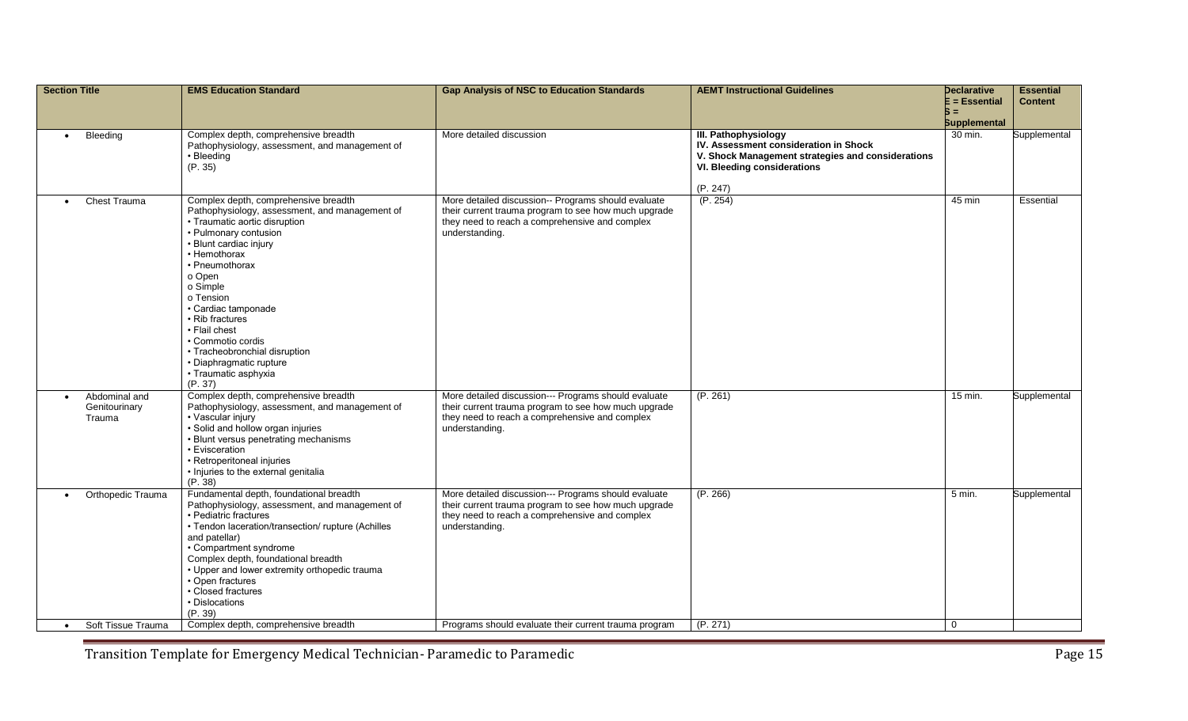| Section Title | EMS Education Standard | Gap Analysis of NSC to Education Standards | AEMT Instructional Guidelines | Declarative E = Essential S = Supplemental | Essential Content |
|---|---|---|---|---|---|
| • Bleeding | Complex depth, comprehensive breadth<br>Pathophysiology, assessment, and management of<br>• Bleeding<br>(P. 35) | More detailed discussion | **III. Pathophysiology**<br>**IV. Assessment consideration in Shock**<br>**V. Shock Management strategies and considerations**<br>**VI. Bleeding considerations**<br><br>(P. 247) | 30 min. | Supplemental |
| • Chest Trauma | Complex depth, comprehensive breadth<br>Pathophysiology, assessment, and management of<br>• Traumatic aortic disruption<br>• Pulmonary contusion<br>• Blunt cardiac injury<br>• Hemothorax<br>• Pneumothorax<br>o Open<br>o Simple<br>o Tension<br>• Cardiac tamponade<br>• Rib fractures<br>• Flail chest<br>• Commotio cordis<br>• Tracheobronchial disruption<br>• Diaphragmatic rupture<br>• Traumatic asphyxia<br>(P. 37) | More detailed discussion-- Programs should evaluate their current trauma program to see how much upgrade they need to reach a comprehensive and complex understanding. | (P. 254) | 45 min | Essential |
| • Abdominal and Genitourinary Trauma | Complex depth, comprehensive breadth<br>Pathophysiology, assessment, and management of<br>• Vascular injury<br>• Solid and hollow organ injuries<br>• Blunt versus penetrating mechanisms<br>• Evisceration<br>• Retroperitoneal injuries<br>• Injuries to the external genitalia<br>(P. 38) | More detailed discussion--- Programs should evaluate their current trauma program to see how much upgrade they need to reach a comprehensive and complex understanding. | (P. 261) | 15 min. | Supplemental |
| • Orthopedic Trauma | Fundamental depth, foundational breadth<br>Pathophysiology, assessment, and management of<br>• Pediatric fractures<br>• Tendon laceration/transection/ rupture (Achilles and patellar)<br>• Compartment syndrome<br>Complex depth, foundational breadth<br>• Upper and lower extremity orthopedic trauma<br>• Open fractures<br>• Closed fractures<br>• Dislocations<br>(P. 39) | More detailed discussion--- Programs should evaluate their current trauma program to see how much upgrade they need to reach a comprehensive and complex understanding. | (P. 266) | 5 min. | Supplemental |
| • Soft Tissue Trauma | Complex depth, comprehensive breadth | Programs should evaluate their current trauma program | (P. 271) | 0 | |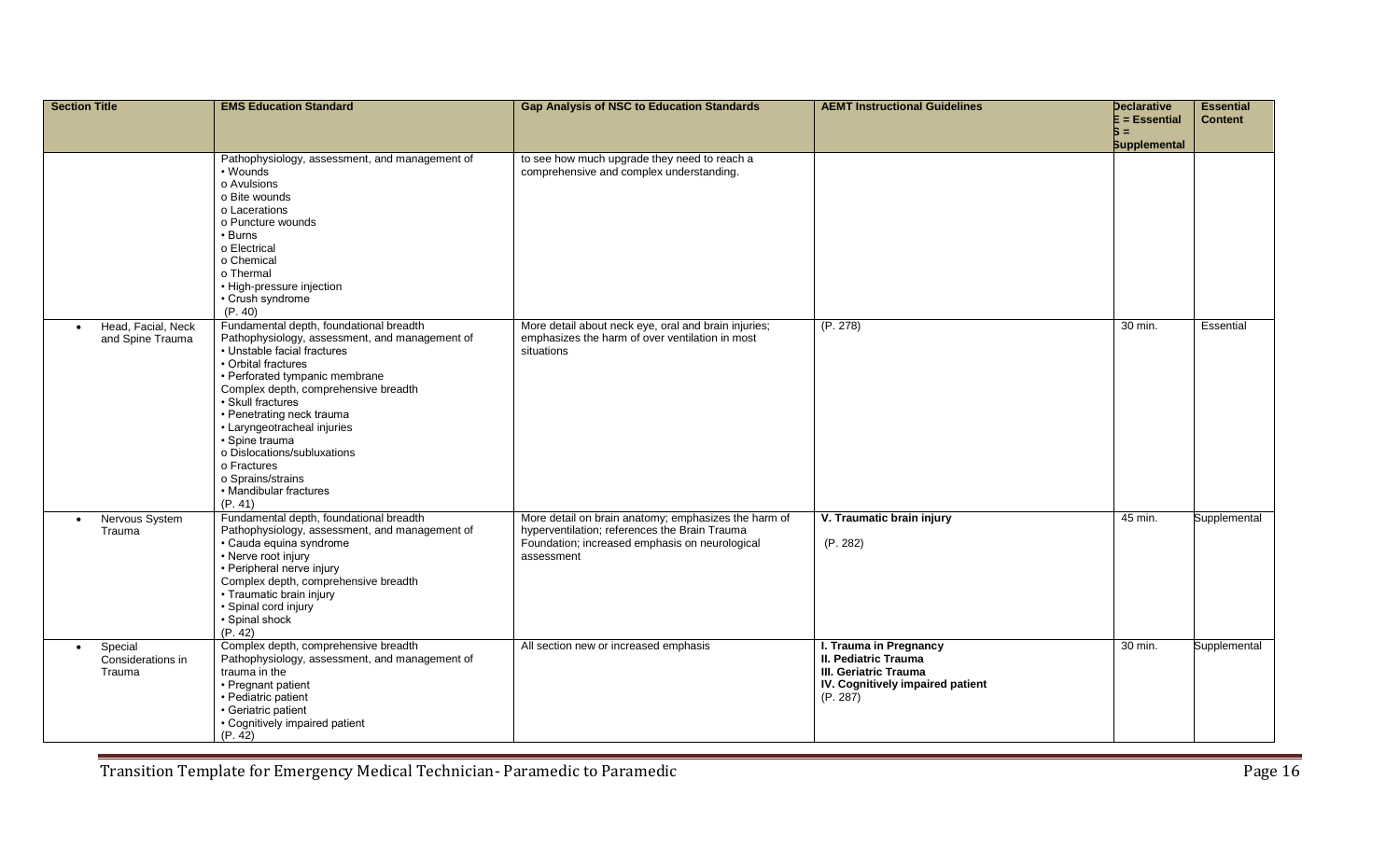| Section Title | EMS Education Standard | Gap Analysis of NSC to Education Standards | AEMT Instructional Guidelines | Declarative E = Essential S = Supplemental | Essential Content |
|---|---|---|---|---|---|
| | Pathophysiology, assessment, and management of<br>• Wounds<br>o Avulsions<br>o Bite wounds<br>o Lacerations<br>o Puncture wounds<br>• Burns<br>o Electrical<br>o Chemical<br>o Thermal<br>• High-pressure injection<br>• Crush syndrome<br>(P. 40) | to see how much upgrade they need to reach a comprehensive and complex understanding. | | | |
| • Head, Facial, Neck and Spine Trauma | Fundamental depth, foundational breadth<br>Pathophysiology, assessment, and management of<br>• Unstable facial fractures<br>• Orbital fractures<br>• Perforated tympanic membrane<br>Complex depth, comprehensive breadth<br>• Skull fractures<br>• Penetrating neck trauma<br>• Laryngeotracheal injuries<br>• Spine trauma<br>o Dislocations/subluxations<br>o Fractures<br>o Sprains/strains<br>• Mandibular fractures<br>(P. 41) | More detail about neck eye, oral and brain injuries; emphasizes the harm of over ventilation in most situations | (P. 278) | 30 min. | Essential |
| • Nervous System Trauma | Fundamental depth, foundational breadth<br>Pathophysiology, assessment, and management of<br>• Cauda equina syndrome<br>• Nerve root injury<br>• Peripheral nerve injury<br>Complex depth, comprehensive breadth<br>• Traumatic brain injury<br>• Spinal cord injury<br>• Spinal shock<br>(P. 42) | More detail on brain anatomy; emphasizes the harm of hyperventilation; references the Brain Trauma Foundation; increased emphasis on neurological assessment | **V. Traumatic brain injury**<br><br>(P. 282) | 45 min. | Supplemental |
| • Special Considerations in Trauma | Complex depth, comprehensive breadth<br>Pathophysiology, assessment, and management of trauma in the<br>• Pregnant patient<br>• Pediatric patient<br>• Geriatric patient<br>• Cognitively impaired patient<br>(P. 42) | All section new or increased emphasis | **I. Trauma in Pregnancy**<br>**II. Pediatric Trauma**<br>**III. Geriatric Trauma**<br>**IV. Cognitively impaired patient**<br>(P. 287) | 30 min. | Supplemental |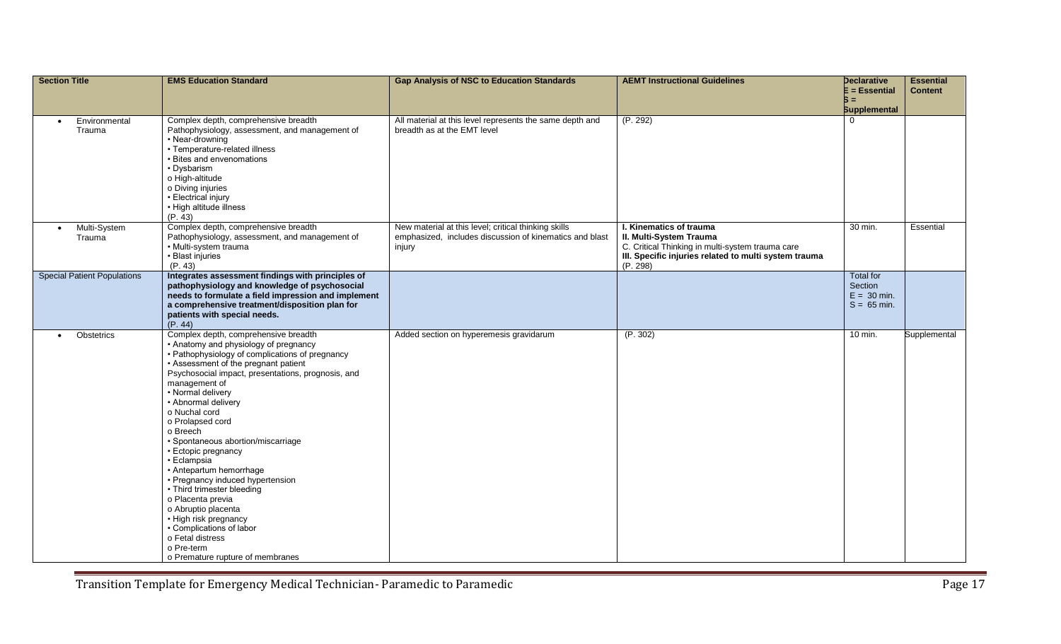| Section Title | EMS Education Standard | Gap Analysis of NSC to Education Standards | AEMT Instructional Guidelines | Declarative E = Essential S = Supplemental | Essential Content |
|---|---|---|---|---|---|
| • Environmental Trauma | Complex depth, comprehensive breadth Pathophysiology, assessment, and management of • Near-drowning • Temperature-related illness • Bites and envenomations • Dysbarism o High-altitude o Diving injuries • Electrical injury • High altitude illness (P. 43) | All material at this level represents the same depth and breadth as at the EMT level | (P. 292) | 0 | |
| • Multi-System Trauma | Complex depth, comprehensive breadth Pathophysiology, assessment, and management of • Multi-system trauma • Blast injuries (P. 43) | New material at this level; critical thinking skills emphasized, includes discussion of kinematics and blast injury | **I. Kinematics of trauma** **II. Multi-System Trauma** C. Critical Thinking in multi-system trauma care **III. Specific injuries related to multi system trauma** (P. 298) | 30 min. | Essential |
| Special Patient Populations | **Integrates assessment findings with principles of pathophysiology and knowledge of psychosocial needs to formulate a field impression and implement a comprehensive treatment/disposition plan for patients with special needs.** (P. 44) | | | Total for Section E = 30 min. S = 65 min. | |
| • Obstetrics | Complex depth, comprehensive breadth • Anatomy and physiology of pregnancy • Pathophysiology of complications of pregnancy • Assessment of the pregnant patient Psychosocial impact, presentations, prognosis, and management of • Normal delivery • Abnormal delivery o Nuchal cord o Prolapsed cord o Breech • Spontaneous abortion/miscarriage • Ectopic pregnancy • Eclampsia • Antepartum hemorrhage • Pregnancy induced hypertension • Third trimester bleeding o Placenta previa o Abruptio placenta • High risk pregnancy • Complications of labor o Fetal distress o Pre-term o Premature rupture of membranes | Added section on hyperemesis gravidarum | (P. 302) | 10 min. | Supplemental |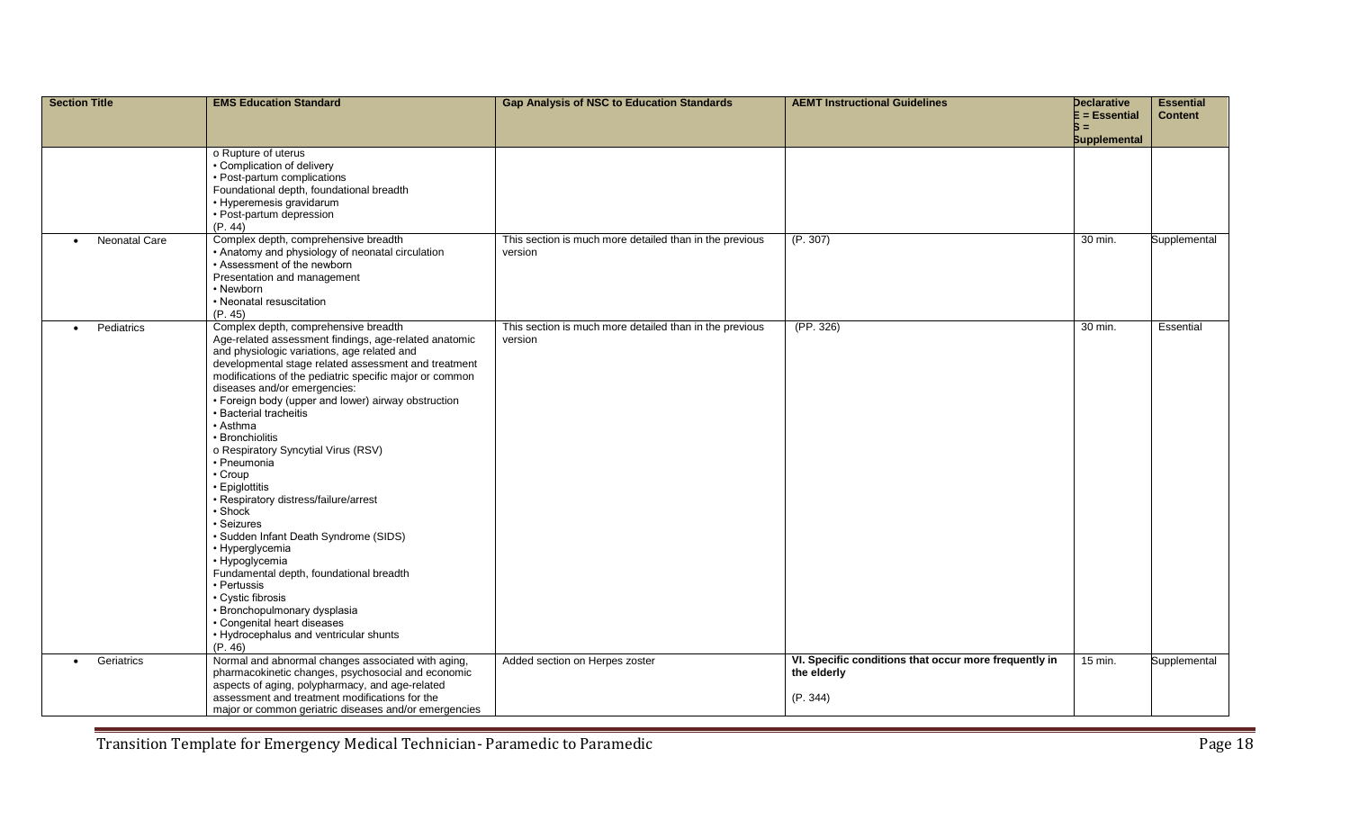| Section Title | EMS Education Standard | Gap Analysis of NSC to Education Standards | AEMT Instructional Guidelines | Declarative E = Essential S = Supplemental | Essential Content |
|---|---|---|---|---|---|
| | o Rupture of uterus<br>• Complication of delivery<br>• Post-partum complications<br>Foundational depth, foundational breadth<br>• Hyperemesis gravidarum<br>• Post-partum depression<br>(P. 44) | | | | |
| • Neonatal Care | Complex depth, comprehensive breadth<br>• Anatomy and physiology of neonatal circulation<br>• Assessment of the newborn<br>Presentation and management<br>• Newborn<br>• Neonatal resuscitation<br>(P. 45) | This section is much more detailed than in the previous version | (P. 307) | 30 min. | Supplemental |
| • Pediatrics | Complex depth, comprehensive breadth<br>Age-related assessment findings, age-related anatomic and physiologic variations, age related and developmental stage related assessment and treatment modifications of the pediatric specific major or common diseases and/or emergencies:<br>• Foreign body (upper and lower) airway obstruction<br>• Bacterial tracheitis<br>• Asthma<br>• Bronchiolitis<br>o Respiratory Syncytial Virus (RSV)<br>• Pneumonia<br>• Croup<br>• Epiglottitis<br>• Respiratory distress/failure/arrest<br>• Shock<br>• Seizures<br>• Sudden Infant Death Syndrome (SIDS)<br>• Hyperglycemia<br>• Hypoglycemia<br>Fundamental depth, foundational breadth<br>• Pertussis<br>• Cystic fibrosis<br>• Bronchopulmonary dysplasia<br>• Congenital heart diseases<br>• Hydrocephalus and ventricular shunts<br>(P. 46) | This section is much more detailed than in the previous version | (PP. 326) | 30 min. | Essential |
| • Geriatrics | Normal and abnormal changes associated with aging, pharmacokinetic changes, psychosocial and economic aspects of aging, polypharmacy, and age-related assessment and treatment modifications for the major or common geriatric diseases and/or emergencies | Added section on Herpes zoster | **VI. Specific conditions that occur more frequently in the elderly**<br><br>(P. 344) | 15 min. | Supplemental |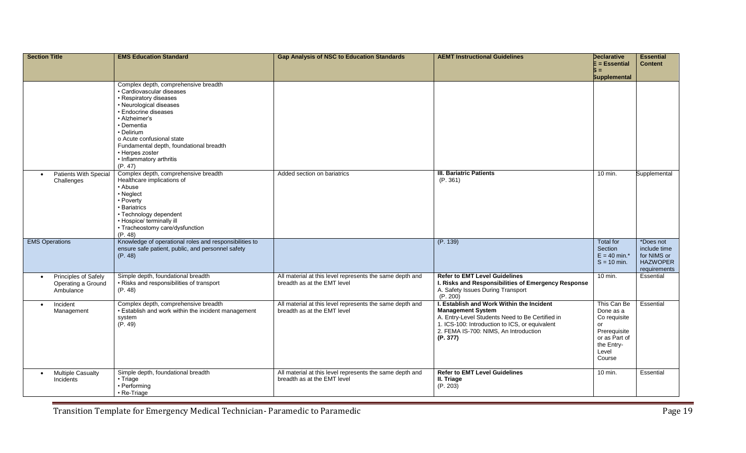| Section Title | EMS Education Standard | Gap Analysis of NSC to Education Standards | AEMT Instructional Guidelines | Declarative E = Essential S = Supplemental | Essential Content |
|---|---|---|---|---|---|
| | Complex depth, comprehensive breadth<br>• Cardiovascular diseases<br>• Respiratory diseases<br>• Neurological diseases<br>• Endocrine diseases<br>• Alzheimer's<br>• Dementia<br>• Delirium<br>o Acute confusional state<br>Fundamental depth, foundational breadth<br>• Herpes zoster<br>• Inflammatory arthritis<br>(P. 47) | | | | |
| • Patients With Special Challenges | Complex depth, comprehensive breadth<br>Healthcare implications of<br>• Abuse<br>• Neglect<br>• Poverty<br>• Bariatrics<br>• Technology dependent<br>• Hospice/ terminally ill<br>• Tracheostomy care/dysfunction<br>(P. 48) | Added section on bariatrics | **III. Bariatric Patients**<br>(P. 361) | 10 min. | Supplemental |
| EMS Operations | Knowledge of operational roles and responsibilities to ensure safe patient, public, and personnel safety<br>(P. 48) | | (P. 139) | Total for Section<br>E = 40 min.*<br>S = 10 min. | *Does not include time for NIMS or HAZWOPER requirements |
| • Principles of Safely Operating a Ground Ambulance | Simple depth, foundational breadth<br>• Risks and responsibilities of transport<br>(P. 48) | All material at this level represents the same depth and breadth as at the EMT level | **Refer to EMT Level Guidelines**<br>**I. Risks and Responsibilities of Emergency Response**<br>A. Safety Issues During Transport<br>(P. 200) | 10 min. | Essential |
| • Incident Management | Complex depth, comprehensive breadth<br>• Establish and work within the incident management system<br>(P. 49) | All material at this level represents the same depth and breadth as at the EMT level | **I. Establish and Work Within the Incident Management System**<br>A. Entry-Level Students Need to Be Certified in<br>1. ICS-100: Introduction to ICS, or equivalent<br>2. FEMA IS-700: NIMS, An Introduction<br>**(P. 377)** | This Can Be Done as a Co requisite or Prerequisite or as Part of the Entry-Level Course | Essential |
| • Multiple Casualty Incidents | Simple depth, foundational breadth<br>• Triage<br>• Performing<br>• Re-Triage | All material at this level represents the same depth and breadth as at the EMT level | **Refer to EMT Level Guidelines**<br>**II. Triage**<br>(P. 203) | 10 min. | Essential |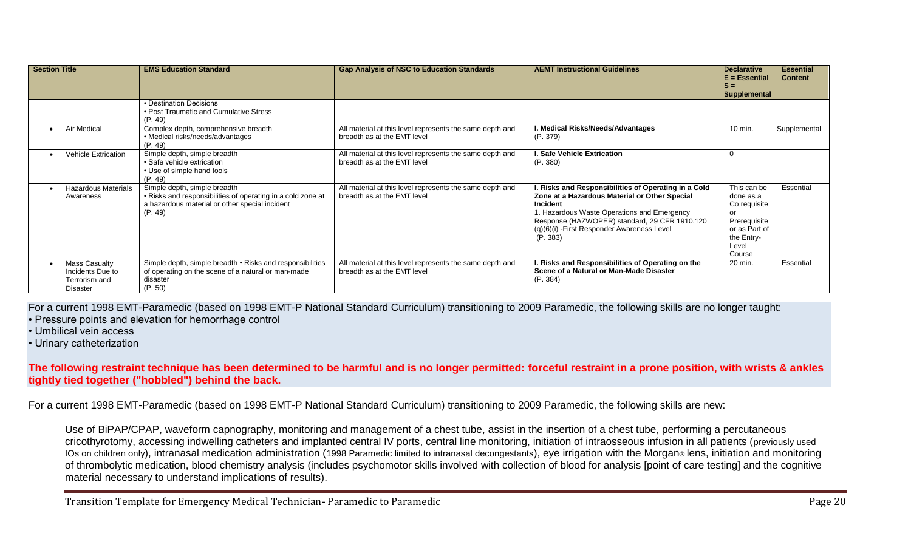| Section Title | EMS Education Standard | Gap Analysis of NSC to Education Standards | AEMT Instructional Guidelines | Declarative E = Essential S = Supplemental | Essential Content |
|---|---|---|---|---|---|
| | • Destination Decisions<br>• Post Traumatic and Cumulative Stress<br>(P. 49) | | | | |
| • Air Medical | Complex depth, comprehensive breadth<br>• Medical risks/needs/advantages<br>(P. 49) | All material at this level represents the same depth and breadth as at the EMT level | **I. Medical Risks/Needs/Advantages**<br>(P. 379) | 10 min. | Supplemental |
| • Vehicle Extrication | Simple depth, simple breadth<br>• Safe vehicle extrication<br>• Use of simple hand tools<br>(P. 49) | All material at this level represents the same depth and breadth as at the EMT level | **I. Safe Vehicle Extrication**<br>(P. 380) | 0 | |
| • Hazardous Materials Awareness | Simple depth, simple breadth<br>• Risks and responsibilities of operating in a cold zone at a hazardous material or other special incident<br>(P. 49) | All material at this level represents the same depth and breadth as at the EMT level | **I. Risks and Responsibilities of Operating in a Cold Zone at a Hazardous Material or Other Special Incident**<br>1. Hazardous Waste Operations and Emergency Response (HAZWOPER) standard, 29 CFR 1910.120 (q)(6)(i) -First Responder Awareness Level<br>(P. 383) | This can be done as a Co requisite or Prerequisite or as Part of the Entry-Level Course | Essential |
| • Mass Casualty Incidents Due to Terrorism and Disaster | Simple depth, simple breadth • Risks and responsibilities of operating on the scene of a natural or man-made disaster<br>(P. 50) | All material at this level represents the same depth and breadth as at the EMT level | **I. Risks and Responsibilities of Operating on the Scene of a Natural or Man-Made Disaster**<br>(P. 384) | 20 min. | Essential |

For a current 1998 EMT-Paramedic (based on 1998 EMT-P National Standard Curriculum) transitioning to 2009 Paramedic, the following skills are no longer taught:

- Pressure points and elevation for hemorrhage control
- Umbilical vein access
- Urinary catheterization

**The following restraint technique has been determined to be harmful and is no longer permitted: forceful restraint in a prone position, with wrists & ankles tightly tied together ("hobbled") behind the back.**

For a current 1998 EMT-Paramedic (based on 1998 EMT-P National Standard Curriculum) transitioning to 2009 Paramedic, the following skills are new:

Use of BiPAP/CPAP, waveform capnography, monitoring and management of a chest tube, assist in the insertion of a chest tube, performing a percutaneous cricothyrotomy, accessing indwelling catheters and implanted central IV ports, central line monitoring, initiation of intraosseous infusion in all patients (previously used IOs on children only), intranasal medication administration (1998 Paramedic limited to intranasal decongestants), eye irrigation with the Morgan® lens, initiation and monitoring of thrombolytic medication, blood chemistry analysis (includes psychomotor skills involved with collection of blood for analysis [point of care testing] and the cognitive material necessary to understand implications of results).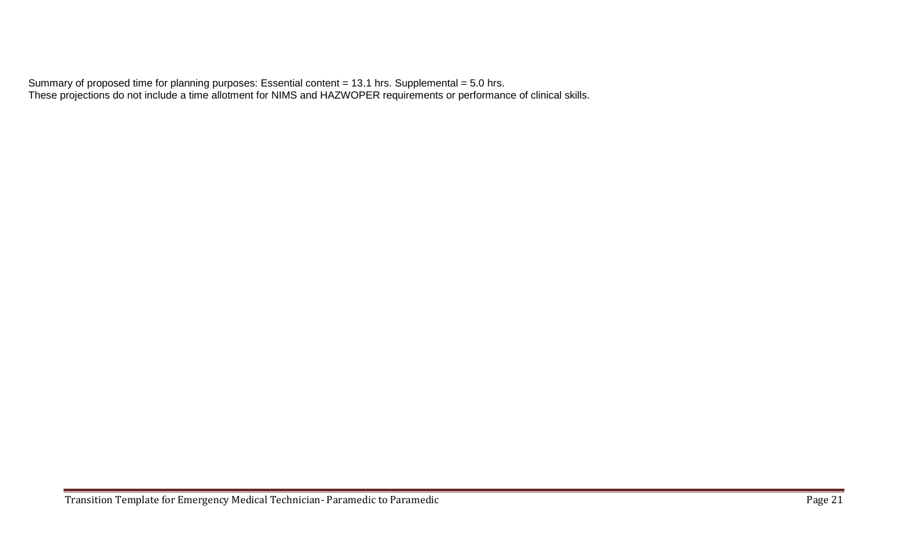Summary of proposed time for planning purposes: Essential content = 13.1 hrs. Supplemental = 5.0 hrs.
These projections do not include a time allotment for NIMS and HAZWOPER requirements or performance of clinical skills.